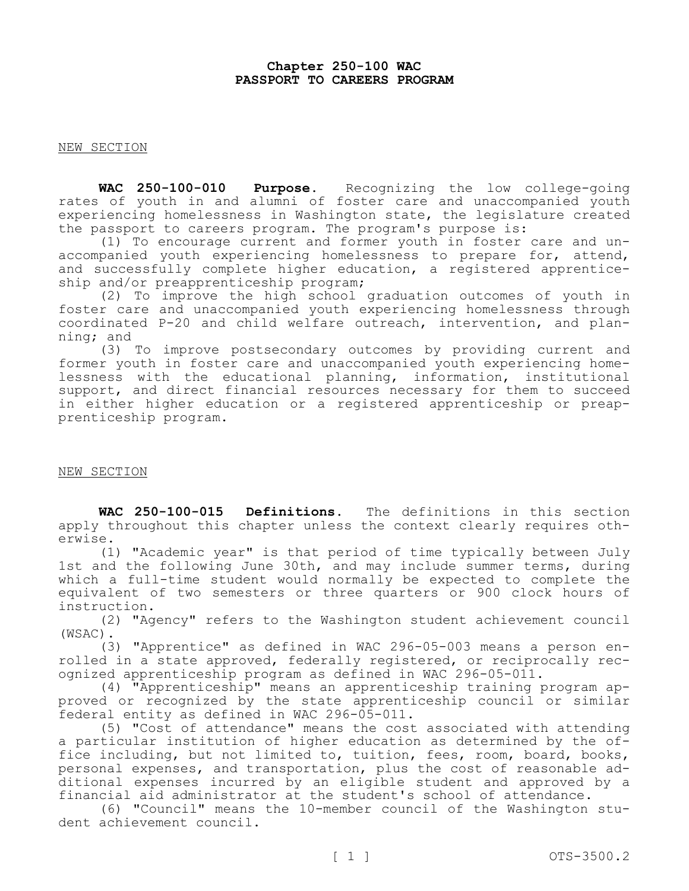# Chapter 250-100 WAC
# PASSPORT TO CAREERS PROGRAM

NEW SECTION

**WAC 250-100-010 Purpose.** Recognizing the low college-going rates of youth in and alumni of foster care and unaccompanied youth experiencing homelessness in Washington state, the legislature created the passport to careers program. The program's purpose is:

(1) To encourage current and former youth in foster care and unaccompanied youth experiencing homelessness to prepare for, attend, and successfully complete higher education, a registered apprenticeship and/or preapprenticeship program;

(2) To improve the high school graduation outcomes of youth in foster care and unaccompanied youth experiencing homelessness through coordinated P-20 and child welfare outreach, intervention, and planning; and

(3) To improve postsecondary outcomes by providing current and former youth in foster care and unaccompanied youth experiencing homelessness with the educational planning, information, institutional support, and direct financial resources necessary for them to succeed in either higher education or a registered apprenticeship or preapprenticeship program.

NEW SECTION

**WAC 250-100-015 Definitions.** The definitions in this section apply throughout this chapter unless the context clearly requires otherwise.

(1) "Academic year" is that period of time typically between July 1st and the following June 30th, and may include summer terms, during which a full-time student would normally be expected to complete the equivalent of two semesters or three quarters or 900 clock hours of instruction.

(2) "Agency" refers to the Washington student achievement council (WSAC).

(3) "Apprentice" as defined in WAC 296-05-003 means a person enrolled in a state approved, federally registered, or reciprocally recognized apprenticeship program as defined in WAC 296-05-011.

(4) "Apprenticeship" means an apprenticeship training program approved or recognized by the state apprenticeship council or similar federal entity as defined in WAC 296-05-011.

(5) "Cost of attendance" means the cost associated with attending a particular institution of higher education as determined by the office including, but not limited to, tuition, fees, room, board, books, personal expenses, and transportation, plus the cost of reasonable additional expenses incurred by an eligible student and approved by a financial aid administrator at the student's school of attendance.

(6) "Council" means the 10-member council of the Washington student achievement council.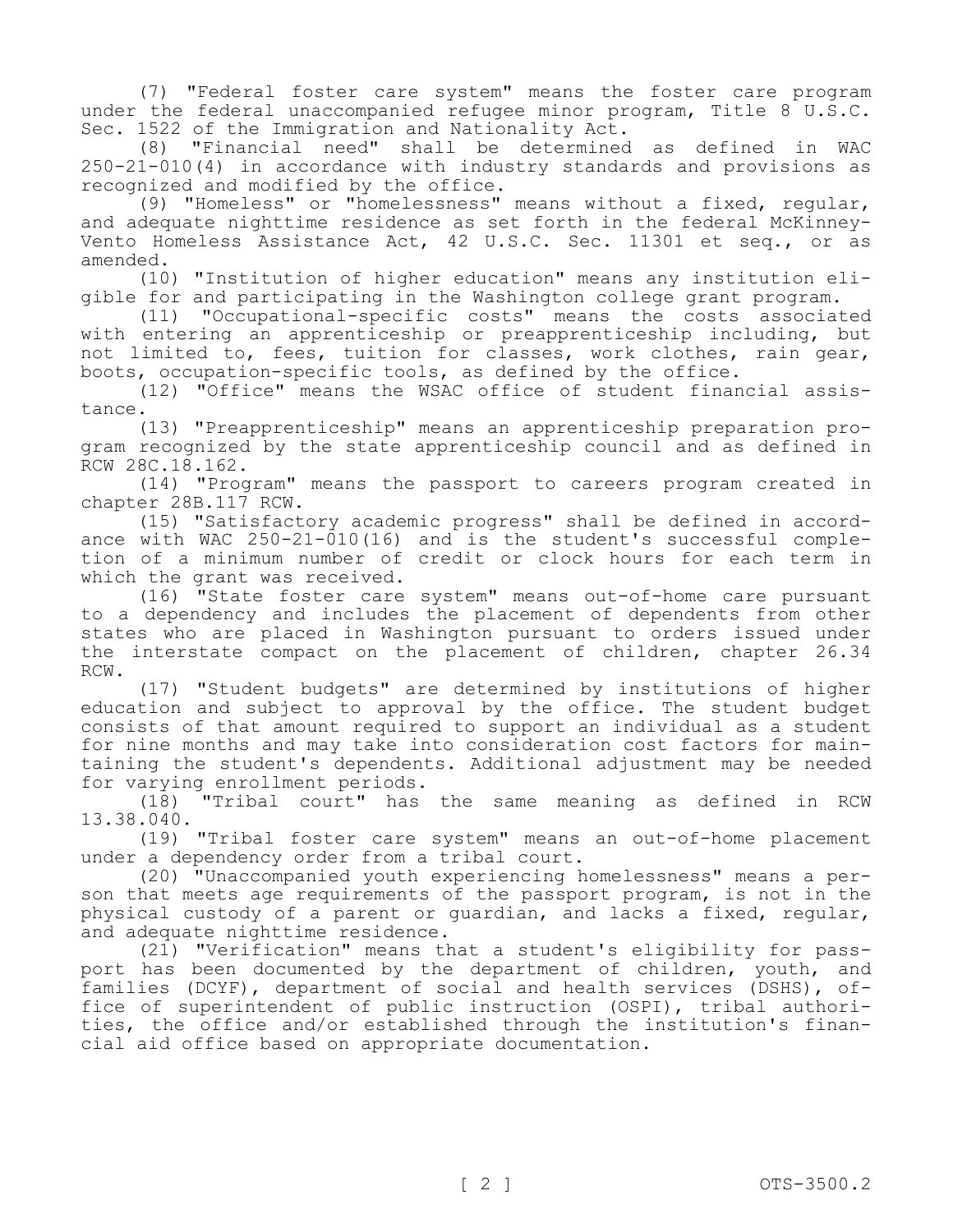(7) "Federal foster care system" means the foster care program under the federal unaccompanied refugee minor program, Title 8 U.S.C. Sec. 1522 of the Immigration and Nationality Act.

(8) "Financial need" shall be determined as defined in WAC 250-21-010(4) in accordance with industry standards and provisions as recognized and modified by the office.

(9) "Homeless" or "homelessness" means without a fixed, regular, and adequate nighttime residence as set forth in the federal McKinney-Vento Homeless Assistance Act, 42 U.S.C. Sec. 11301 et seq., or as amended.

(10) "Institution of higher education" means any institution eligible for and participating in the Washington college grant program.

(11) "Occupational-specific costs" means the costs associated with entering an apprenticeship or preapprenticeship including, but not limited to, fees, tuition for classes, work clothes, rain gear, boots, occupation-specific tools, as defined by the office.

(12) "Office" means the WSAC office of student financial assistance.

(13) "Preapprenticeship" means an apprenticeship preparation program recognized by the state apprenticeship council and as defined in RCW 28C.18.162.

(14) "Program" means the passport to careers program created in chapter 28B.117 RCW.

(15) "Satisfactory academic progress" shall be defined in accordance with WAC 250-21-010(16) and is the student's successful completion of a minimum number of credit or clock hours for each term in which the grant was received.

(16) "State foster care system" means out-of-home care pursuant to a dependency and includes the placement of dependents from other states who are placed in Washington pursuant to orders issued under the interstate compact on the placement of children, chapter 26.34 RCW.

(17) "Student budgets" are determined by institutions of higher education and subject to approval by the office. The student budget consists of that amount required to support an individual as a student for nine months and may take into consideration cost factors for maintaining the student's dependents. Additional adjustment may be needed for varying enrollment periods.

(18) "Tribal court" has the same meaning as defined in RCW 13.38.040.

(19) "Tribal foster care system" means an out-of-home placement under a dependency order from a tribal court.

(20) "Unaccompanied youth experiencing homelessness" means a person that meets age requirements of the passport program, is not in the physical custody of a parent or guardian, and lacks a fixed, regular, and adequate nighttime residence.

(21) "Verification" means that a student's eligibility for passport has been documented by the department of children, youth, and families (DCYF), department of social and health services (DSHS), office of superintendent of public instruction (OSPI), tribal authorities, the office and/or established through the institution's financial aid office based on appropriate documentation.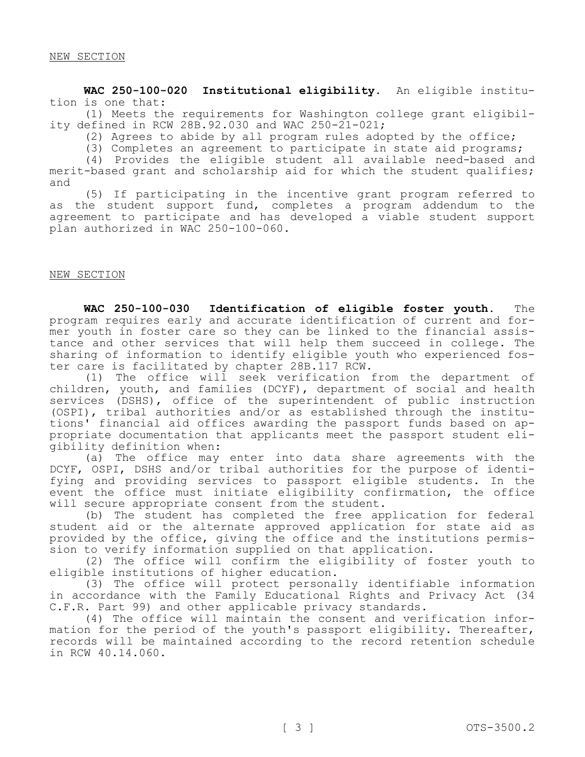NEW SECTION

**WAC 250-100-020 Institutional eligibility.** An eligible institution is one that:

(1) Meets the requirements for Washington college grant eligibility defined in RCW 28B.92.030 and WAC 250-21-021;

(2) Agrees to abide by all program rules adopted by the office;

(3) Completes an agreement to participate in state aid programs;

(4) Provides the eligible student all available need-based and merit-based grant and scholarship aid for which the student qualifies; and

(5) If participating in the incentive grant program referred to as the student support fund, completes a program addendum to the agreement to participate and has developed a viable student support plan authorized in WAC 250-100-060.

NEW SECTION

**WAC 250-100-030 Identification of eligible foster youth.** The program requires early and accurate identification of current and former youth in foster care so they can be linked to the financial assistance and other services that will help them succeed in college. The sharing of information to identify eligible youth who experienced foster care is facilitated by chapter 28B.117 RCW.

(1) The office will seek verification from the department of children, youth, and families (DCYF), department of social and health services (DSHS), office of the superintendent of public instruction (OSPI), tribal authorities and/or as established through the institutions' financial aid offices awarding the passport funds based on appropriate documentation that applicants meet the passport student eligibility definition when:

(a) The office may enter into data share agreements with the DCYF, OSPI, DSHS and/or tribal authorities for the purpose of identifying and providing services to passport eligible students. In the event the office must initiate eligibility confirmation, the office will secure appropriate consent from the student.

(b) The student has completed the free application for federal student aid or the alternate approved application for state aid as provided by the office, giving the office and the institutions permission to verify information supplied on that application.

(2) The office will confirm the eligibility of foster youth to eligible institutions of higher education.

(3) The office will protect personally identifiable information in accordance with the Family Educational Rights and Privacy Act (34 C.F.R. Part 99) and other applicable privacy standards.

(4) The office will maintain the consent and verification information for the period of the youth's passport eligibility. Thereafter, records will be maintained according to the record retention schedule in RCW 40.14.060.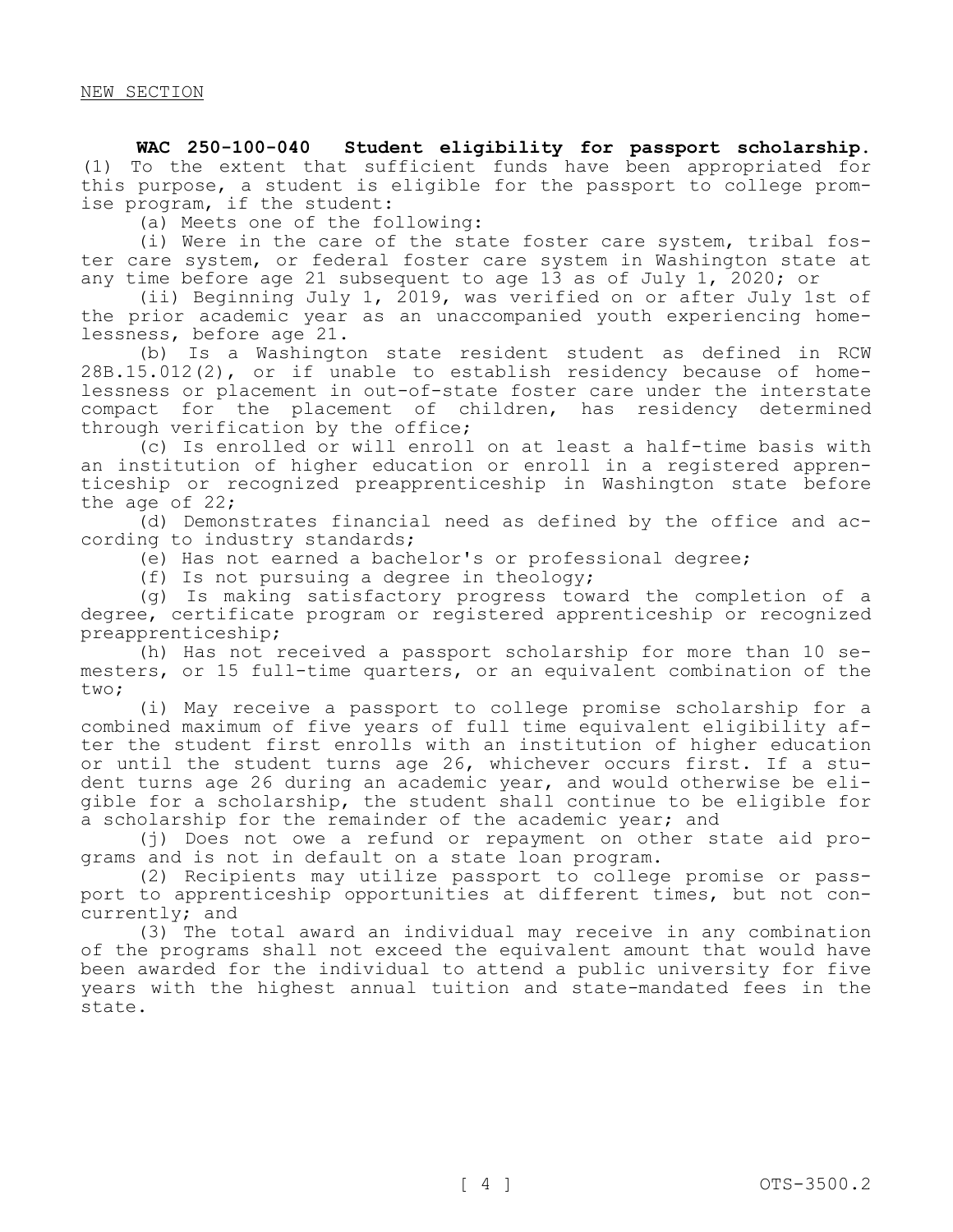NEW SECTION

**WAC 250-100-040 Student eligibility for passport scholarship.** (1) To the extent that sufficient funds have been appropriated for this purpose, a student is eligible for the passport to college promise program, if the student:

(a) Meets one of the following:

(i) Were in the care of the state foster care system, tribal foster care system, or federal foster care system in Washington state at any time before age 21 subsequent to age 13 as of July 1, 2020; or

(ii) Beginning July 1, 2019, was verified on or after July 1st of the prior academic year as an unaccompanied youth experiencing homelessness, before age 21.

(b) Is a Washington state resident student as defined in RCW 28B.15.012(2), or if unable to establish residency because of homelessness or placement in out-of-state foster care under the interstate compact for the placement of children, has residency determined through verification by the office;

(c) Is enrolled or will enroll on at least a half-time basis with an institution of higher education or enroll in a registered apprenticeship or recognized preapprenticeship in Washington state before the age of 22;

(d) Demonstrates financial need as defined by the office and according to industry standards;

(e) Has not earned a bachelor's or professional degree;

(f) Is not pursuing a degree in theology;

(g) Is making satisfactory progress toward the completion of a degree, certificate program or registered apprenticeship or recognized preapprenticeship;

(h) Has not received a passport scholarship for more than 10 semesters, or 15 full-time quarters, or an equivalent combination of the two;

(i) May receive a passport to college promise scholarship for a combined maximum of five years of full time equivalent eligibility after the student first enrolls with an institution of higher education or until the student turns age 26, whichever occurs first. If a student turns age 26 during an academic year, and would otherwise be eligible for a scholarship, the student shall continue to be eligible for a scholarship for the remainder of the academic year; and

(j) Does not owe a refund or repayment on other state aid programs and is not in default on a state loan program.

(2) Recipients may utilize passport to college promise or passport to apprenticeship opportunities at different times, but not concurrently; and

(3) The total award an individual may receive in any combination of the programs shall not exceed the equivalent amount that would have been awarded for the individual to attend a public university for five years with the highest annual tuition and state-mandated fees in the state.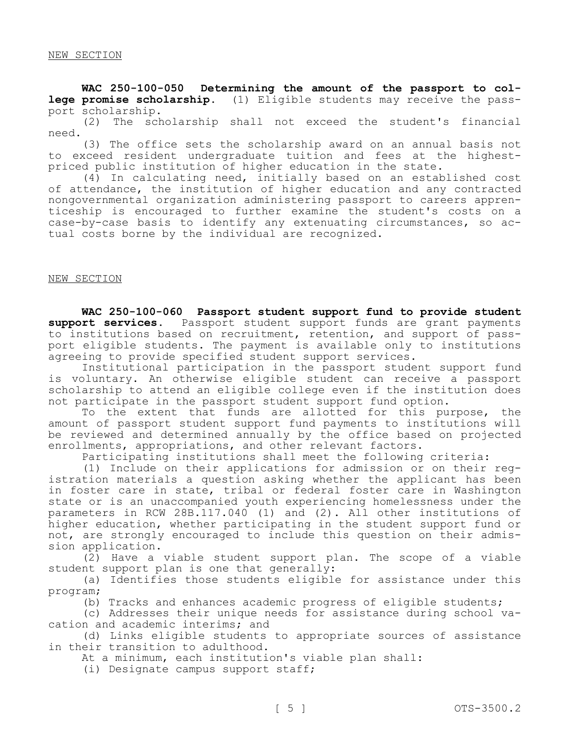NEW SECTION

**WAC 250-100-050 Determining the amount of the passport to college promise scholarship.** (1) Eligible students may receive the passport scholarship.

(2) The scholarship shall not exceed the student's financial need.

(3) The office sets the scholarship award on an annual basis not to exceed resident undergraduate tuition and fees at the highest-priced public institution of higher education in the state.

(4) In calculating need, initially based on an established cost of attendance, the institution of higher education and any contracted nongovernmental organization administering passport to careers apprenticeship is encouraged to further examine the student's costs on a case-by-case basis to identify any extenuating circumstances, so actual costs borne by the individual are recognized.

NEW SECTION

**WAC 250-100-060 Passport student support fund to provide student support services.** Passport student support funds are grant payments to institutions based on recruitment, retention, and support of passport eligible students. The payment is available only to institutions agreeing to provide specified student support services.

Institutional participation in the passport student support fund is voluntary. An otherwise eligible student can receive a passport scholarship to attend an eligible college even if the institution does not participate in the passport student support fund option.

To the extent that funds are allotted for this purpose, the amount of passport student support fund payments to institutions will be reviewed and determined annually by the office based on projected enrollments, appropriations, and other relevant factors.

Participating institutions shall meet the following criteria:

(1) Include on their applications for admission or on their registration materials a question asking whether the applicant has been in foster care in state, tribal or federal foster care in Washington state or is an unaccompanied youth experiencing homelessness under the parameters in RCW 28B.117.040 (1) and (2). All other institutions of higher education, whether participating in the student support fund or not, are strongly encouraged to include this question on their admission application.

(2) Have a viable student support plan. The scope of a viable student support plan is one that generally:

(a) Identifies those students eligible for assistance under this program;

(b) Tracks and enhances academic progress of eligible students;

(c) Addresses their unique needs for assistance during school vacation and academic interims; and

(d) Links eligible students to appropriate sources of assistance in their transition to adulthood.

At a minimum, each institution's viable plan shall:

(i) Designate campus support staff;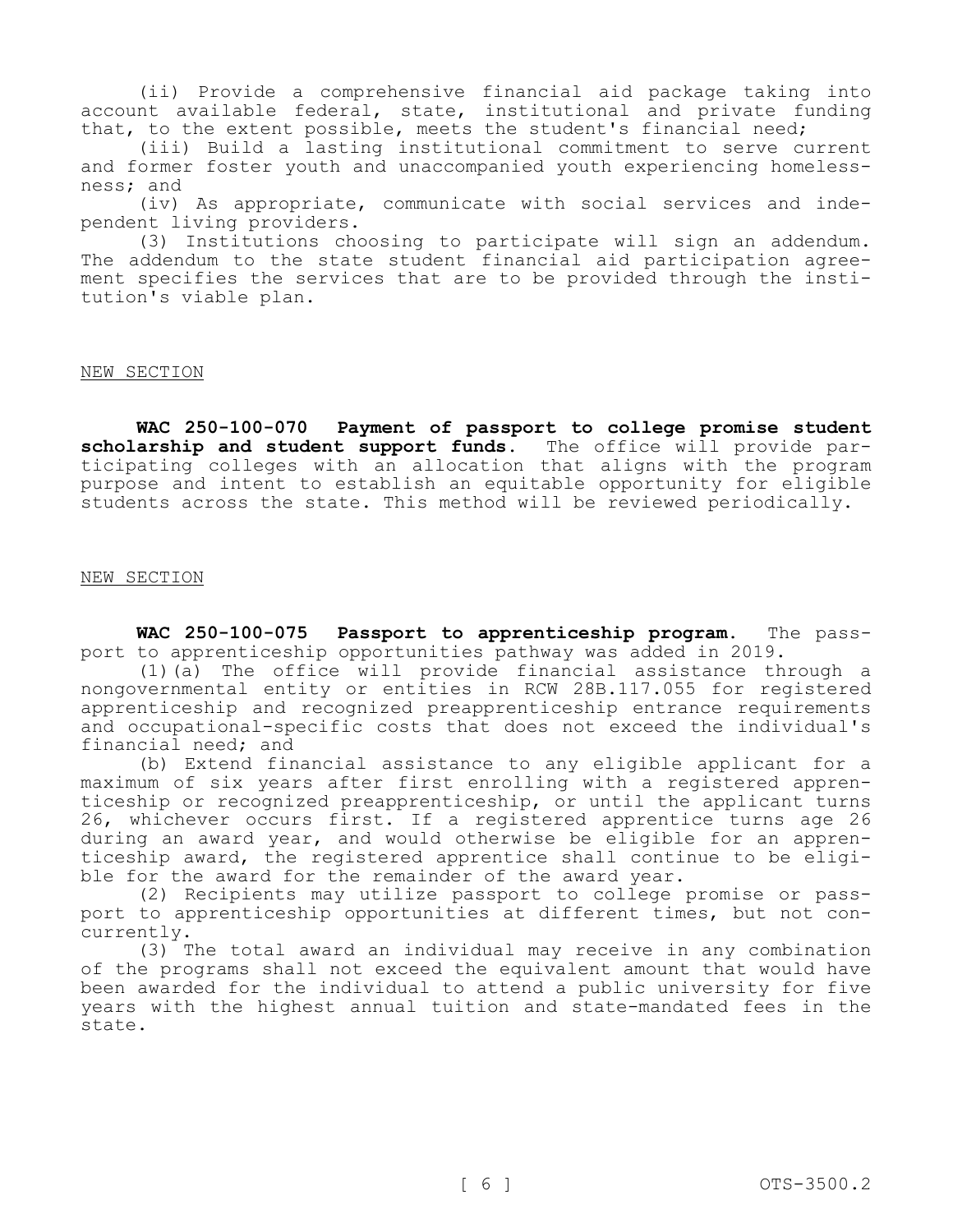(ii) Provide a comprehensive financial aid package taking into account available federal, state, institutional and private funding that, to the extent possible, meets the student's financial need;

(iii) Build a lasting institutional commitment to serve current and former foster youth and unaccompanied youth experiencing homelessness; and

(iv) As appropriate, communicate with social services and independent living providers.

(3) Institutions choosing to participate will sign an addendum. The addendum to the state student financial aid participation agreement specifies the services that are to be provided through the institution's viable plan.

NEW SECTION

**WAC 250-100-070 Payment of passport to college promise student scholarship and student support funds.** The office will provide participating colleges with an allocation that aligns with the program purpose and intent to establish an equitable opportunity for eligible students across the state. This method will be reviewed periodically.

NEW SECTION

**WAC 250-100-075 Passport to apprenticeship program.** The passport to apprenticeship opportunities pathway was added in 2019.

(1)(a) The office will provide financial assistance through a nongovernmental entity or entities in RCW 28B.117.055 for registered apprenticeship and recognized preapprenticeship entrance requirements and occupational-specific costs that does not exceed the individual's financial need; and

(b) Extend financial assistance to any eligible applicant for a maximum of six years after first enrolling with a registered apprenticeship or recognized preapprenticeship, or until the applicant turns 26, whichever occurs first. If a registered apprentice turns age 26 during an award year, and would otherwise be eligible for an apprenticeship award, the registered apprentice shall continue to be eligible for the award for the remainder of the award year.

(2) Recipients may utilize passport to college promise or passport to apprenticeship opportunities at different times, but not concurrently.

(3) The total award an individual may receive in any combination of the programs shall not exceed the equivalent amount that would have been awarded for the individual to attend a public university for five years with the highest annual tuition and state-mandated fees in the state.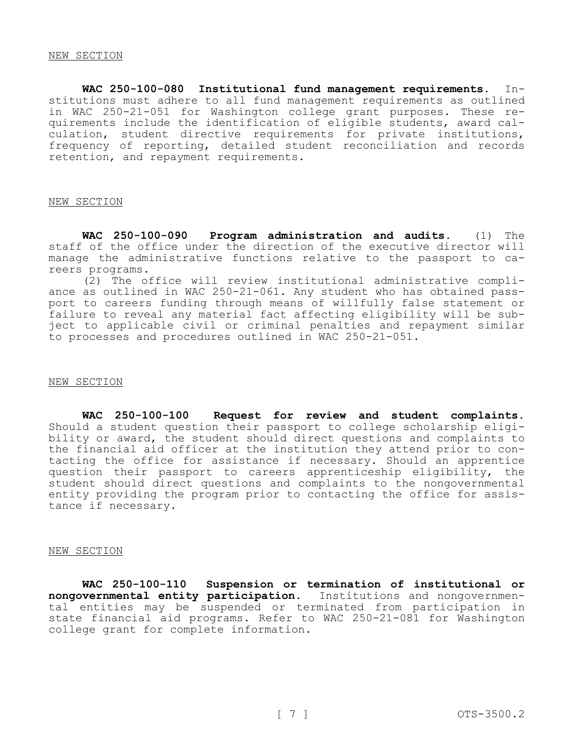NEW SECTION

**WAC 250-100-080 Institutional fund management requirements.** Institutions must adhere to all fund management requirements as outlined in WAC 250-21-051 for Washington college grant purposes. These requirements include the identification of eligible students, award calculation, student directive requirements for private institutions, frequency of reporting, detailed student reconciliation and records retention, and repayment requirements.

NEW SECTION

**WAC 250-100-090 Program administration and audits.** (1) The staff of the office under the direction of the executive director will manage the administrative functions relative to the passport to careers programs.

(2) The office will review institutional administrative compliance as outlined in WAC 250-21-061. Any student who has obtained passport to careers funding through means of willfully false statement or failure to reveal any material fact affecting eligibility will be subject to applicable civil or criminal penalties and repayment similar to processes and procedures outlined in WAC 250-21-051.

NEW SECTION

**WAC 250-100-100 Request for review and student complaints.** Should a student question their passport to college scholarship eligibility or award, the student should direct questions and complaints to the financial aid officer at the institution they attend prior to contacting the office for assistance if necessary. Should an apprentice question their passport to careers apprenticeship eligibility, the student should direct questions and complaints to the nongovernmental entity providing the program prior to contacting the office for assistance if necessary.

NEW SECTION

**WAC 250-100-110 Suspension or termination of institutional or nongovernmental entity participation.** Institutions and nongovernmental entities may be suspended or terminated from participation in state financial aid programs. Refer to WAC 250-21-081 for Washington college grant for complete information.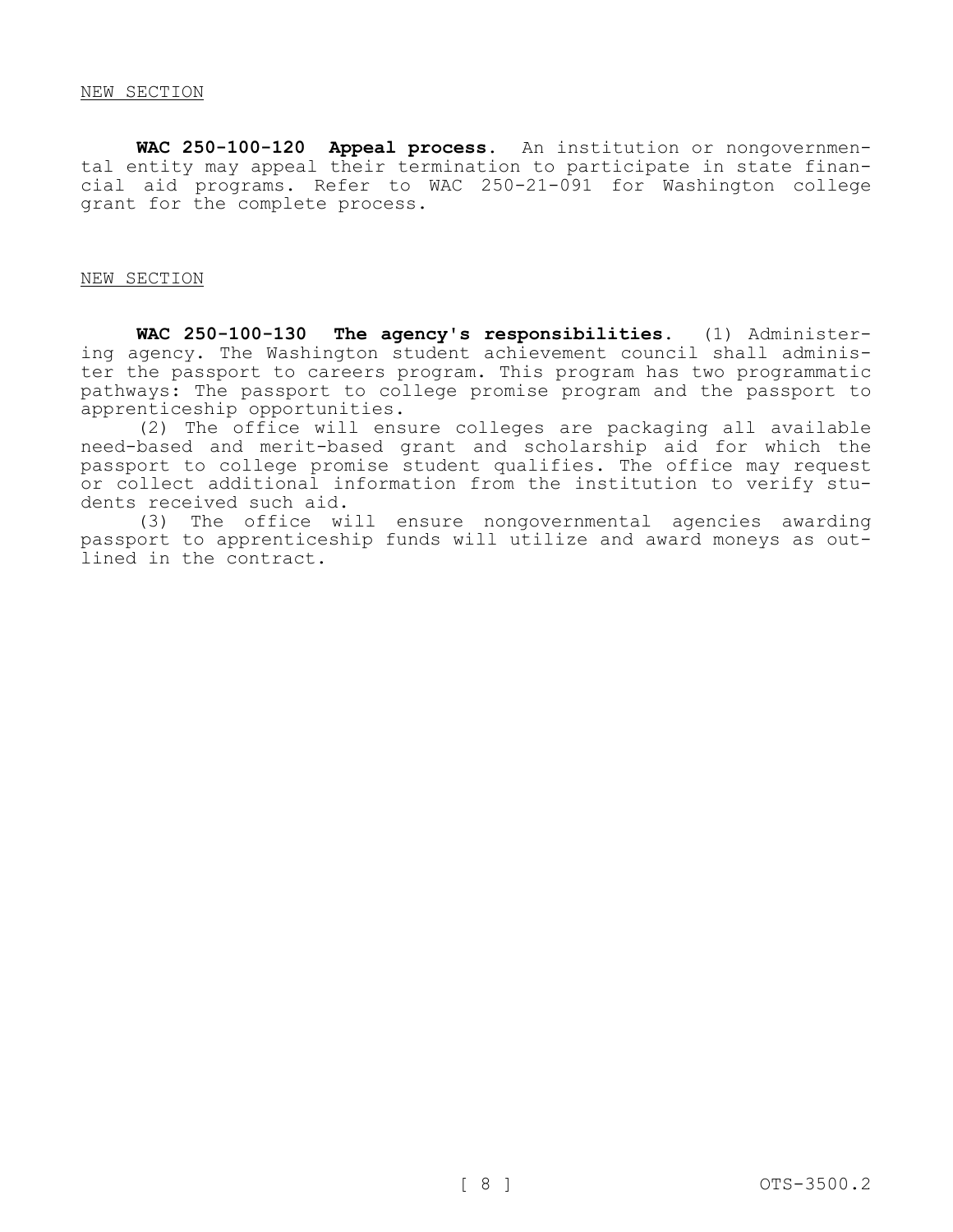NEW SECTION

**WAC 250-100-120 Appeal process.** An institution or nongovernmental entity may appeal their termination to participate in state financial aid programs. Refer to WAC 250-21-091 for Washington college grant for the complete process.

NEW SECTION

**WAC 250-100-130 The agency's responsibilities.** (1) Administering agency. The Washington student achievement council shall administer the passport to careers program. This program has two programmatic pathways: The passport to college promise program and the passport to apprenticeship opportunities.

(2) The office will ensure colleges are packaging all available need-based and merit-based grant and scholarship aid for which the passport to college promise student qualifies. The office may request or collect additional information from the institution to verify students received such aid.

(3) The office will ensure nongovernmental agencies awarding passport to apprenticeship funds will utilize and award moneys as outlined in the contract.